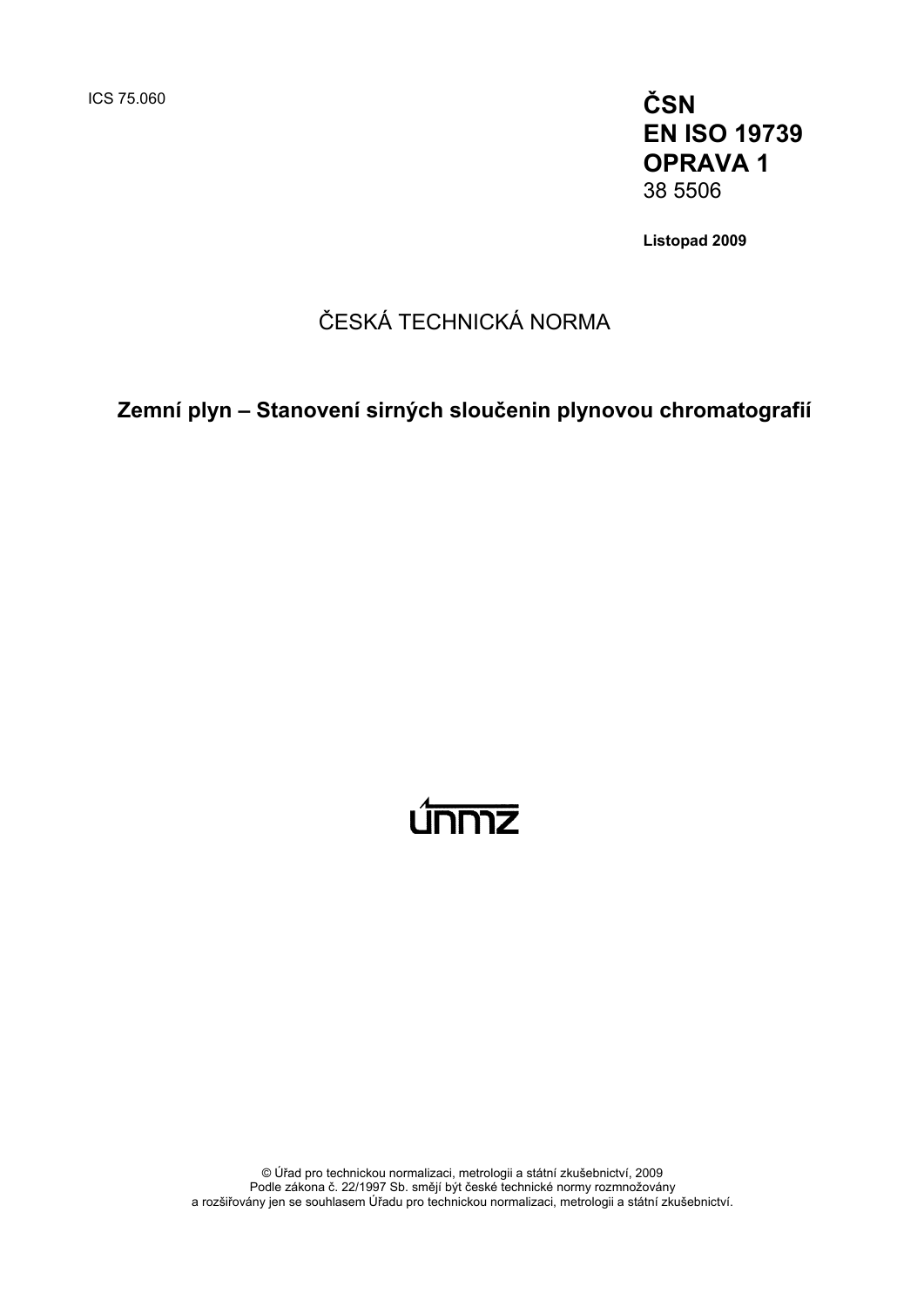ICS 75.060

**ČSN**
**EN ISO 19739**
**OPRAVA 1**
38 5506

**Listopad 2009**

ČESKÁ TECHNICKÁ NORMA

**Zemní plyn – Stanovení sirných sloučenin plynovou chromatografií**

únmz

© Úřad pro technickou normalizaci, metrologii a státní zkušebnictví, 2009
Podle zákona č. 22/1997 Sb. smějí být české technické normy rozmnožovány
a rozšiřovány jen se souhlasem Úřadu pro technickou normalizaci, metrologii a státní zkušebnictví.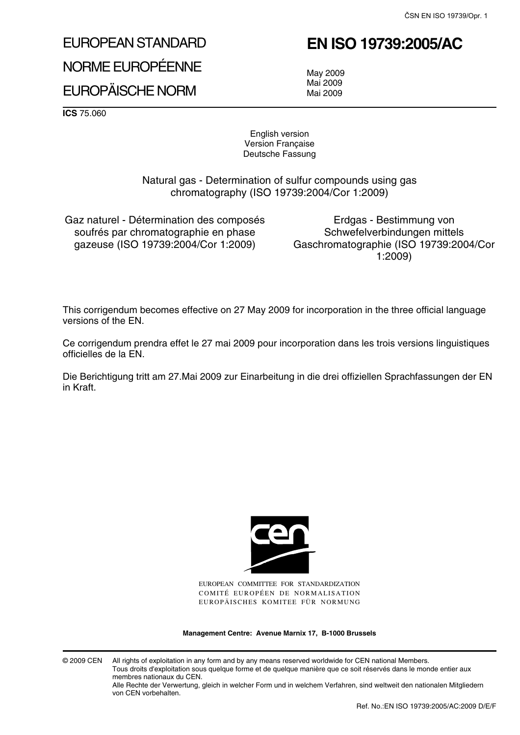# EUROPEAN STANDARD
# NORME EUROPÉENNE
# EUROPÄISCHE NORM

# EN ISO 19739:2005/AC

May 2009
Mai 2009
Mai 2009

**ICS** 75.060

English version
Version Française
Deutsche Fassung

Natural gas - Determination of sulfur compounds using gas chromatography (ISO 19739:2004/Cor 1:2009)

Gaz naturel - Détermination des composés soufrés par chromatographie en phase gazeuse (ISO 19739:2004/Cor 1:2009)

Erdgas - Bestimmung von Schwefelverbindungen mittels Gaschromatographie (ISO 19739:2004/Cor 1:2009)

This corrigendum becomes effective on 27 May 2009 for incorporation in the three official language versions of the EN.

Ce corrigendum prendra effet le 27 mai 2009 pour incorporation dans les trois versions linguistiques officielles de la EN.

Die Berichtigung tritt am 27.Mai 2009 zur Einarbeitung in die drei offiziellen Sprachfassungen der EN in Kraft.

EUROPEAN COMMITTEE FOR STANDARDIZATION
COMITÉ EUROPÉEN DE NORMALISATION
EUROPÄISCHES KOMITEE FÜR NORMUNG

**Management Centre: Avenue Marnix 17, B-1000 Brussels**

© 2009 CEN All rights of exploitation in any form and by any means reserved worldwide for CEN national Members.
Tous droits d'exploitation sous quelque forme et de quelque manière que ce soit réservés dans le monde entier aux membres nationaux du CEN.
Alle Rechte der Verwertung, gleich in welcher Form und in welchem Verfahren, sind weltweit den nationalen Mitgliedern von CEN vorbehalten.

Ref. No.:EN ISO 19739:2005/AC:2009 D/E/F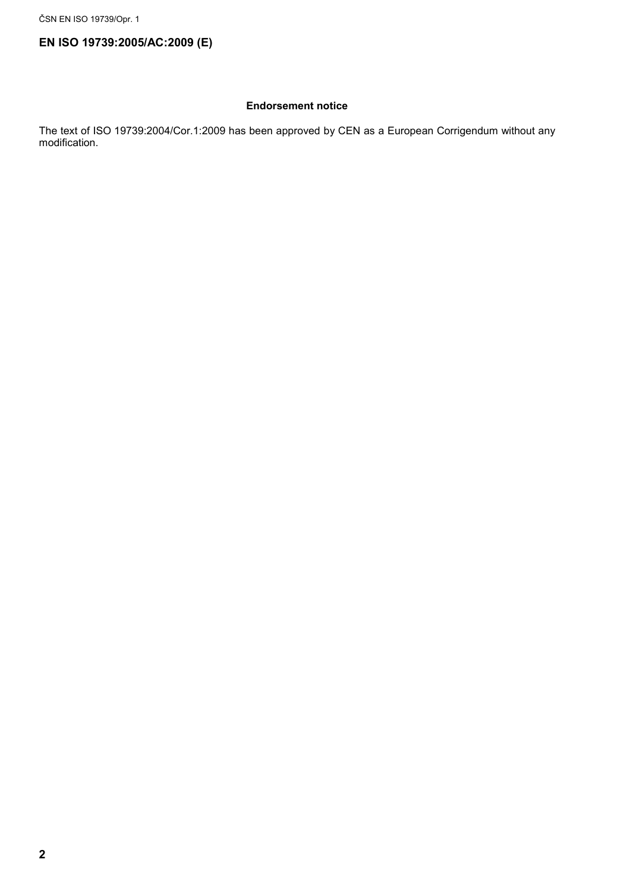# EN ISO 19739:2005/AC:2009 (E)

## Endorsement notice

The text of ISO 19739:2004/Cor.1:2009 has been approved by CEN as a European Corrigendum without any modification.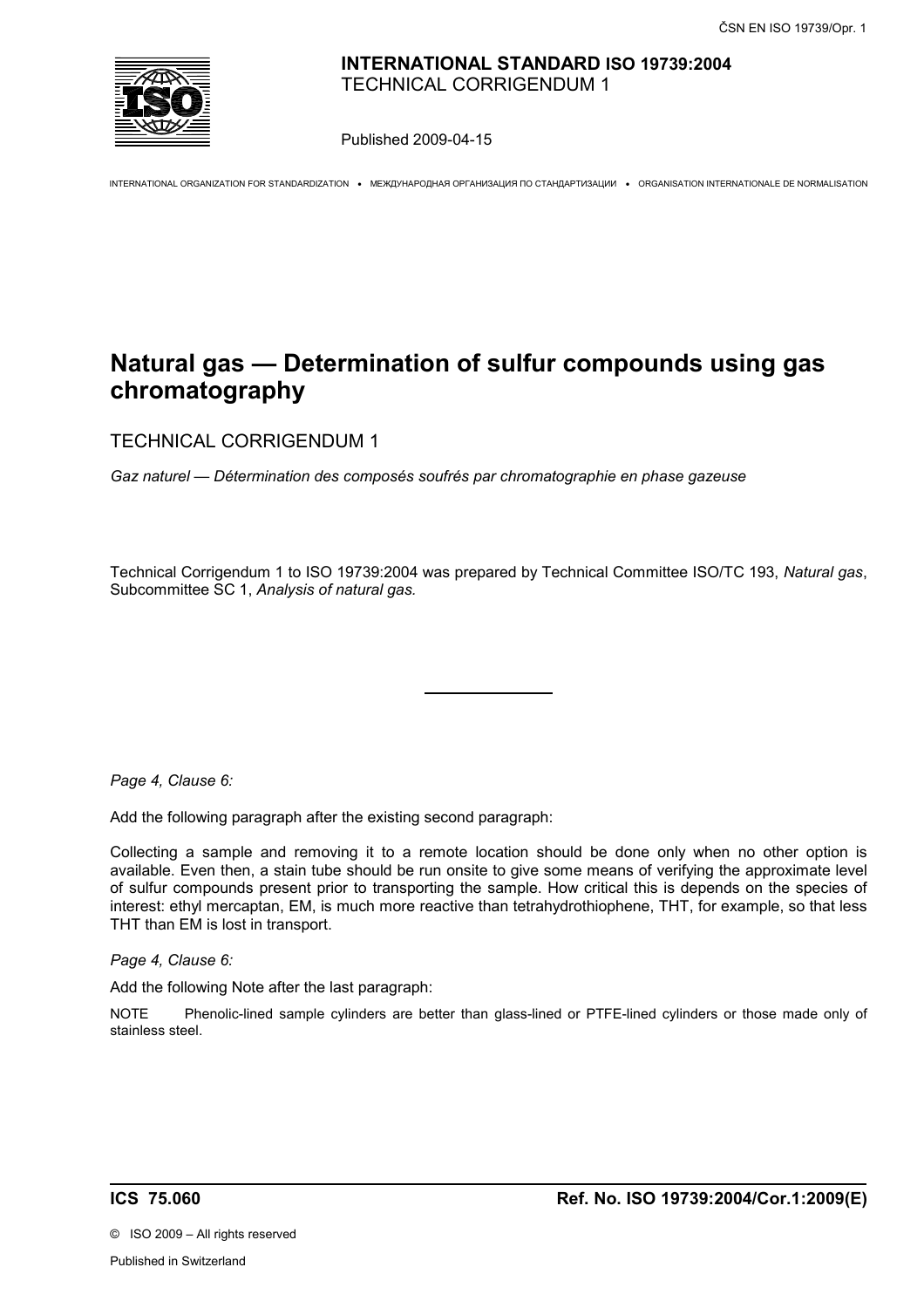**INTERNATIONAL STANDARD ISO 19739:2004**
TECHNICAL CORRIGENDUM 1

Published 2009-04-15

INTERNATIONAL ORGANIZATION FOR STANDARDIZATION • МЕЖДУНАРОДНАЯ ОРГАНИЗАЦИЯ ПО СТАНДАРТИЗАЦИИ • ORGANISATION INTERNATIONALE DE NORMALISATION

# Natural gas — Determination of sulfur compounds using gas chromatography

TECHNICAL CORRIGENDUM 1

*Gaz naturel — Détermination des composés soufrés par chromatographie en phase gazeuse*

Technical Corrigendum 1 to ISO 19739:2004 was prepared by Technical Committee ISO/TC 193, *Natural gas*, Subcommittee SC 1, *Analysis of natural gas.*

---

*Page 4, Clause 6:*

Add the following paragraph after the existing second paragraph:

Collecting a sample and removing it to a remote location should be done only when no other option is available. Even then, a stain tube should be run onsite to give some means of verifying the approximate level of sulfur compounds present prior to transporting the sample. How critical this is depends on the species of interest: ethyl mercaptan, EM, is much more reactive than tetrahydrothiophene, THT, for example, so that less THT than EM is lost in transport.

*Page 4, Clause 6:*

Add the following Note after the last paragraph:

NOTE Phenolic-lined sample cylinders are better than glass-lined or PTFE-lined cylinders or those made only of stainless steel.

**ICS 75.060** **Ref. No. ISO 19739:2004/Cor.1:2009(E)**

© ISO 2009 – All rights reserved

Published in Switzerland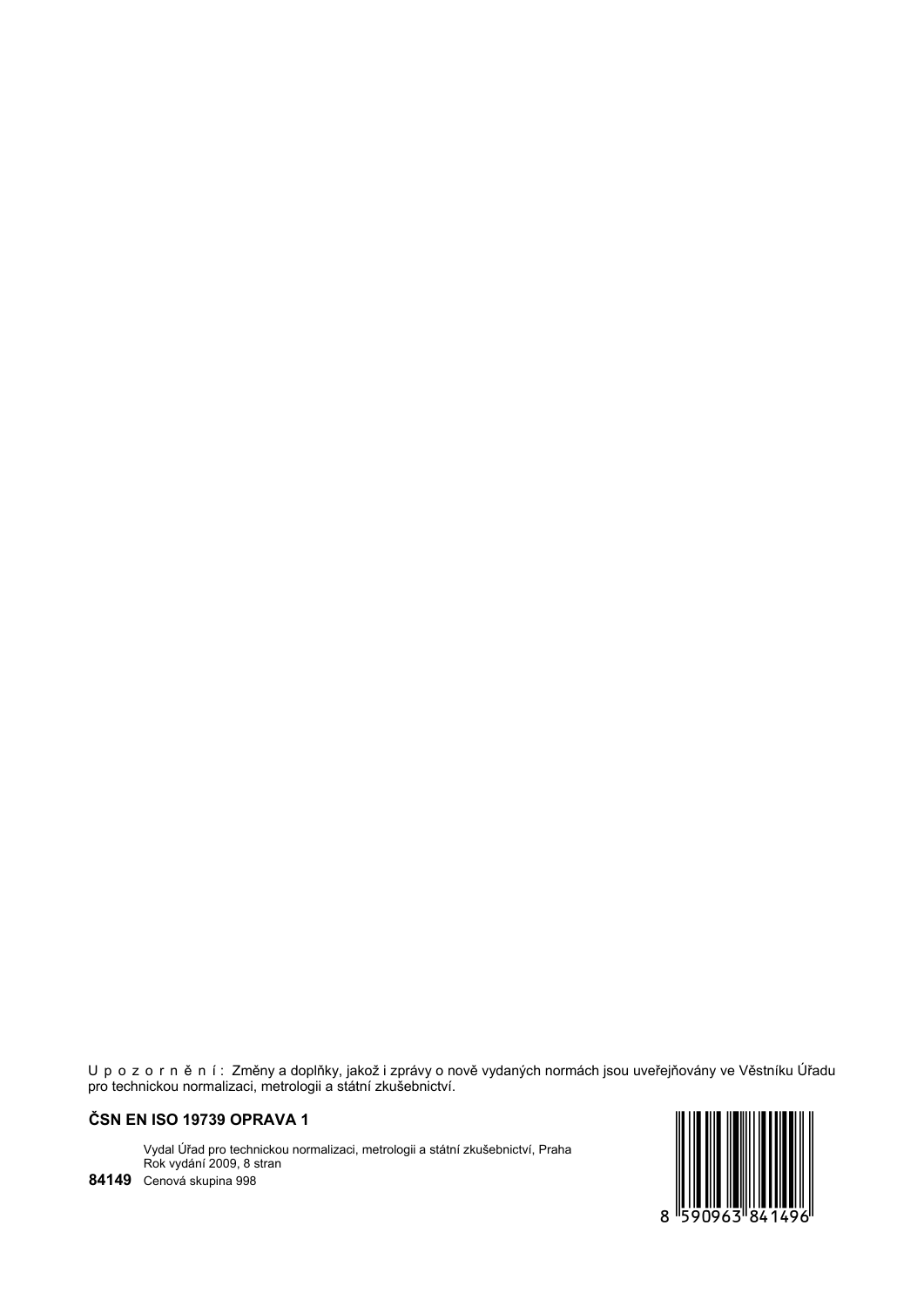U p o z o r n ě n í : Změny a doplňky, jakož i zprávy o nově vydaných normách jsou uveřejňovány ve Věstníku Úřadu pro technickou normalizaci, metrologii a státní zkušebnictví.

**ČSN EN ISO 19739 OPRAVA 1**

Vydal Úřad pro technickou normalizaci, metrologii a státní zkušebnictví, Praha
Rok vydání 2009, 8 stran

**84149** Cenová skupina 998

8 590963 841496